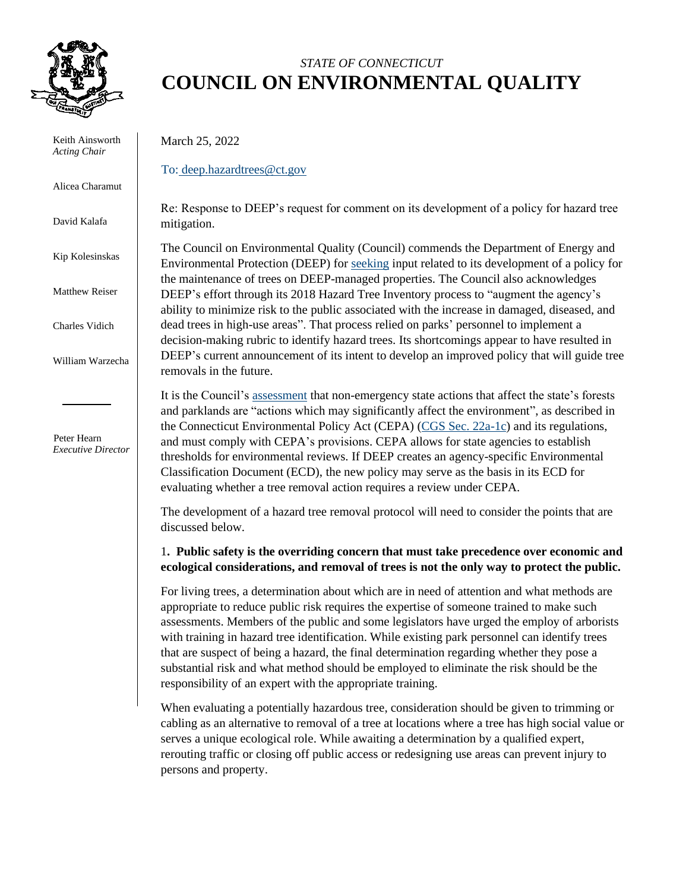*STATE OF CONNECTICUT*

# COUNCIL ON ENVIRONMENTAL QUALITY

Keith Ainsworth
*Acting Chair*

Alicea Charamut

David Kalafa

Kip Kolesinskas

Matthew Reiser

Charles Vidich

William Warzecha

Peter Hearn
*Executive Director*

March 25, 2022

To: deep.hazardtrees@ct.gov

Re: Response to DEEP's request for comment on its development of a policy for hazard tree mitigation.

The Council on Environmental Quality (Council) commends the Department of Energy and Environmental Protection (DEEP) for seeking input related to its development of a policy for the maintenance of trees on DEEP-managed properties. The Council also acknowledges DEEP's effort through its 2018 Hazard Tree Inventory process to "augment the agency's ability to minimize risk to the public associated with the increase in damaged, diseased, and dead trees in high-use areas". That process relied on parks' personnel to implement a decision-making rubric to identify hazard trees. Its shortcomings appear to have resulted in DEEP's current announcement of its intent to develop an improved policy that will guide tree removals in the future.

It is the Council's assessment that non-emergency state actions that affect the state's forests and parklands are "actions which may significantly affect the environment", as described in the Connecticut Environmental Policy Act (CEPA) (CGS Sec. 22a-1c) and its regulations, and must comply with CEPA's provisions. CEPA allows for state agencies to establish thresholds for environmental reviews. If DEEP creates an agency-specific Environmental Classification Document (ECD), the new policy may serve as the basis in its ECD for evaluating whether a tree removal action requires a review under CEPA.

The development of a hazard tree removal protocol will need to consider the points that are discussed below.

1**. Public safety is the overriding concern that must take precedence over economic and ecological considerations, and removal of trees is not the only way to protect the public.**

For living trees, a determination about which are in need of attention and what methods are appropriate to reduce public risk requires the expertise of someone trained to make such assessments. Members of the public and some legislators have urged the employ of arborists with training in hazard tree identification. While existing park personnel can identify trees that are suspect of being a hazard, the final determination regarding whether they pose a substantial risk and what method should be employed to eliminate the risk should be the responsibility of an expert with the appropriate training.

When evaluating a potentially hazardous tree, consideration should be given to trimming or cabling as an alternative to removal of a tree at locations where a tree has high social value or serves a unique ecological role. While awaiting a determination by a qualified expert, rerouting traffic or closing off public access or redesigning use areas can prevent injury to persons and property.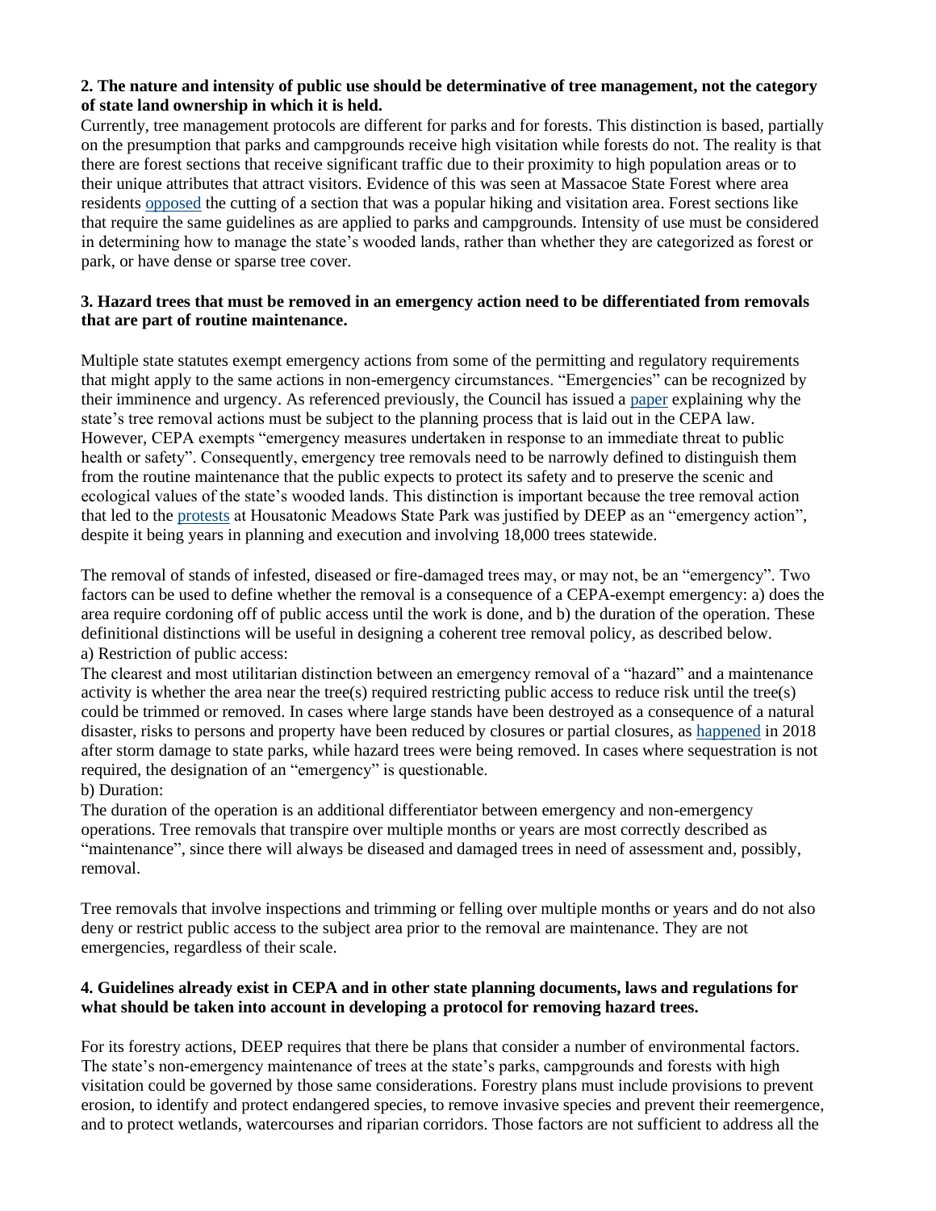**2. The nature and intensity of public use should be determinative of tree management, not the category of state land ownership in which it is held.**

Currently, tree management protocols are different for parks and for forests. This distinction is based, partially on the presumption that parks and campgrounds receive high visitation while forests do not. The reality is that there are forest sections that receive significant traffic due to their proximity to high population areas or to their unique attributes that attract visitors. Evidence of this was seen at Massacoe State Forest where area residents opposed the cutting of a section that was a popular hiking and visitation area. Forest sections like that require the same guidelines as are applied to parks and campgrounds. Intensity of use must be considered in determining how to manage the state's wooded lands, rather than whether they are categorized as forest or park, or have dense or sparse tree cover.

**3. Hazard trees that must be removed in an emergency action need to be differentiated from removals that are part of routine maintenance.**

Multiple state statutes exempt emergency actions from some of the permitting and regulatory requirements that might apply to the same actions in non-emergency circumstances. "Emergencies" can be recognized by their imminence and urgency. As referenced previously, the Council has issued a paper explaining why the state's tree removal actions must be subject to the planning process that is laid out in the CEPA law. However, CEPA exempts "emergency measures undertaken in response to an immediate threat to public health or safety". Consequently, emergency tree removals need to be narrowly defined to distinguish them from the routine maintenance that the public expects to protect its safety and to preserve the scenic and ecological values of the state's wooded lands. This distinction is important because the tree removal action that led to the protests at Housatonic Meadows State Park was justified by DEEP as an "emergency action", despite it being years in planning and execution and involving 18,000 trees statewide.

The removal of stands of infested, diseased or fire-damaged trees may, or may not, be an "emergency". Two factors can be used to define whether the removal is a consequence of a CEPA-exempt emergency: a) does the area require cordoning off of public access until the work is done, and b) the duration of the operation. These definitional distinctions will be useful in designing a coherent tree removal policy, as described below.

a) Restriction of public access:

The clearest and most utilitarian distinction between an emergency removal of a "hazard" and a maintenance activity is whether the area near the tree(s) required restricting public access to reduce risk until the tree(s) could be trimmed or removed. In cases where large stands have been destroyed as a consequence of a natural disaster, risks to persons and property have been reduced by closures or partial closures, as happened in 2018 after storm damage to state parks, while hazard trees were being removed. In cases where sequestration is not required, the designation of an "emergency" is questionable.

b) Duration:

The duration of the operation is an additional differentiator between emergency and non-emergency operations. Tree removals that transpire over multiple months or years are most correctly described as "maintenance", since there will always be diseased and damaged trees in need of assessment and, possibly, removal.

Tree removals that involve inspections and trimming or felling over multiple months or years and do not also deny or restrict public access to the subject area prior to the removal are maintenance. They are not emergencies, regardless of their scale.

**4. Guidelines already exist in CEPA and in other state planning documents, laws and regulations for what should be taken into account in developing a protocol for removing hazard trees.**

For its forestry actions, DEEP requires that there be plans that consider a number of environmental factors. The state's non-emergency maintenance of trees at the state's parks, campgrounds and forests with high visitation could be governed by those same considerations. Forestry plans must include provisions to prevent erosion, to identify and protect endangered species, to remove invasive species and prevent their reemergence, and to protect wetlands, watercourses and riparian corridors. Those factors are not sufficient to address all the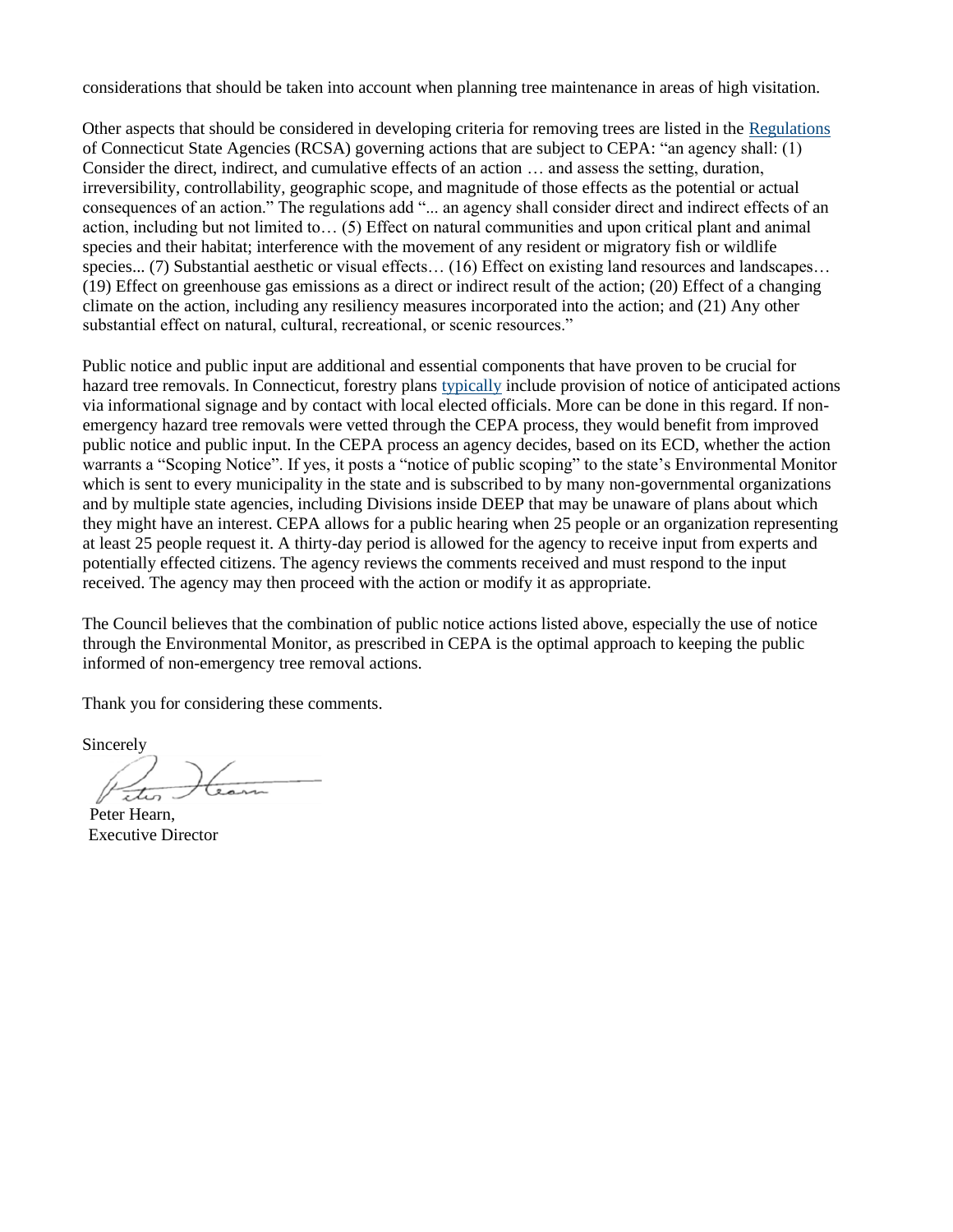considerations that should be taken into account when planning tree maintenance in areas of high visitation.

Other aspects that should be considered in developing criteria for removing trees are listed in the Regulations of Connecticut State Agencies (RCSA) governing actions that are subject to CEPA: "an agency shall: (1) Consider the direct, indirect, and cumulative effects of an action … and assess the setting, duration, irreversibility, controllability, geographic scope, and magnitude of those effects as the potential or actual consequences of an action." The regulations add "... an agency shall consider direct and indirect effects of an action, including but not limited to… (5) Effect on natural communities and upon critical plant and animal species and their habitat; interference with the movement of any resident or migratory fish or wildlife species... (7) Substantial aesthetic or visual effects… (16) Effect on existing land resources and landscapes… (19) Effect on greenhouse gas emissions as a direct or indirect result of the action; (20) Effect of a changing climate on the action, including any resiliency measures incorporated into the action; and (21) Any other substantial effect on natural, cultural, recreational, or scenic resources."

Public notice and public input are additional and essential components that have proven to be crucial for hazard tree removals. In Connecticut, forestry plans typically include provision of notice of anticipated actions via informational signage and by contact with local elected officials. More can be done in this regard. If non-emergency hazard tree removals were vetted through the CEPA process, they would benefit from improved public notice and public input. In the CEPA process an agency decides, based on its ECD, whether the action warrants a "Scoping Notice". If yes, it posts a "notice of public scoping" to the state's Environmental Monitor which is sent to every municipality in the state and is subscribed to by many non-governmental organizations and by multiple state agencies, including Divisions inside DEEP that may be unaware of plans about which they might have an interest. CEPA allows for a public hearing when 25 people or an organization representing at least 25 people request it. A thirty-day period is allowed for the agency to receive input from experts and potentially effected citizens. The agency reviews the comments received and must respond to the input received. The agency may then proceed with the action or modify it as appropriate.

The Council believes that the combination of public notice actions listed above, especially the use of notice through the Environmental Monitor, as prescribed in CEPA is the optimal approach to keeping the public informed of non-emergency tree removal actions.

Thank you for considering these comments.

Sincerely

Peter Hearn,
Executive Director